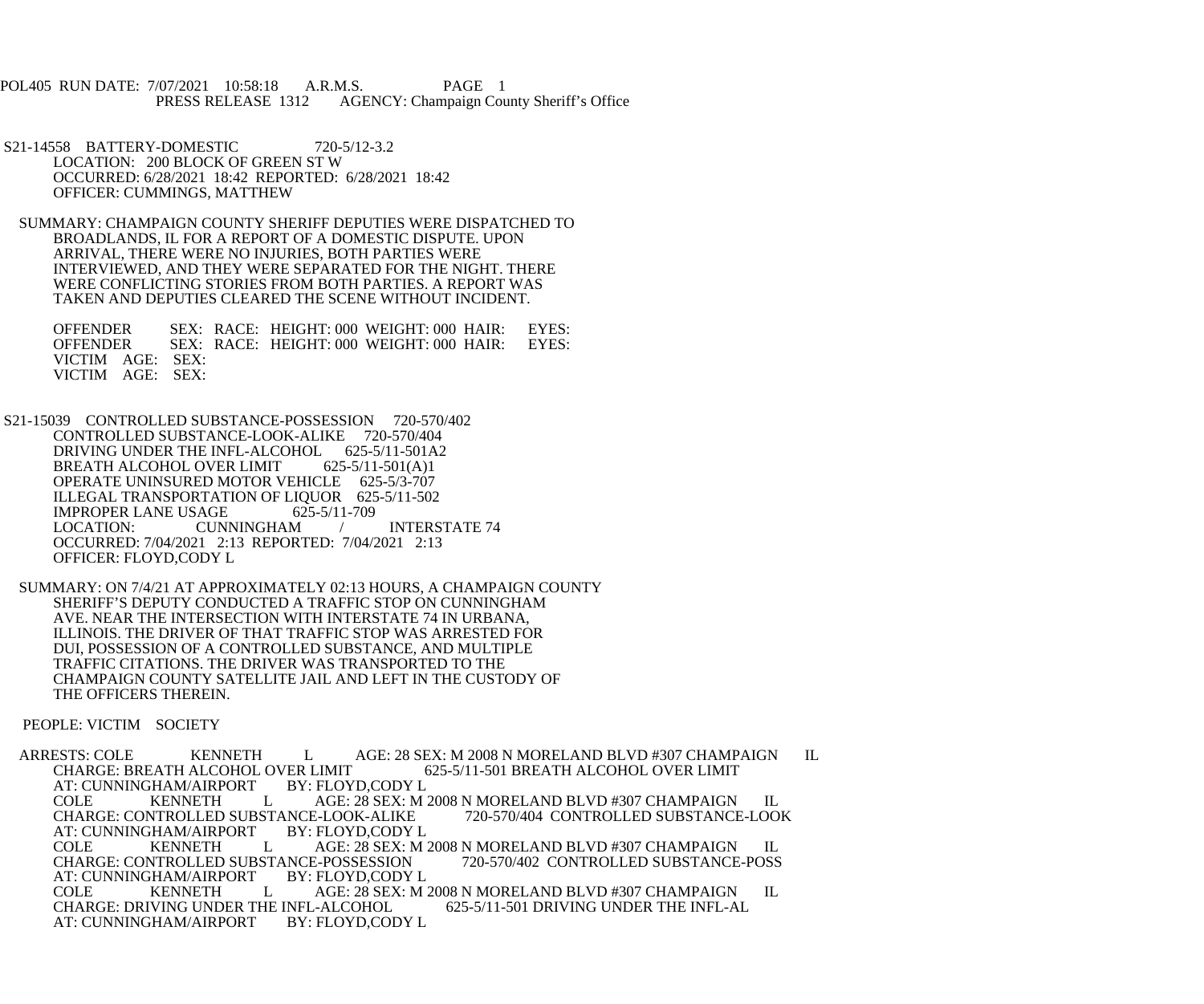POL405 RUN DATE: 7/07/2021 10:58:18 A.R.M.S. PAGE 1
PRESS RELEASE 1312 AGENCY: Champaign County Sheriff's Office

S21-14558 BATTERY-DOMESTIC 720-5/12-3.2
LOCATION: 200 BLOCK OF GREEN ST W
OCCURRED: 6/28/2021 18:42 REPORTED: 6/28/2021 18:42
OFFICER: CUMMINGS, MATTHEW

SUMMARY: CHAMPAIGN COUNTY SHERIFF DEPUTIES WERE DISPATCHED TO BROADLANDS, IL FOR A REPORT OF A DOMESTIC DISPUTE. UPON ARRIVAL, THERE WERE NO INJURIES, BOTH PARTIES WERE INTERVIEWED, AND THEY WERE SEPARATED FOR THE NIGHT. THERE WERE CONFLICTING STORIES FROM BOTH PARTIES. A REPORT WAS TAKEN AND DEPUTIES CLEARED THE SCENE WITHOUT INCIDENT.

OFFENDER SEX: RACE: HEIGHT: 000 WEIGHT: 000 HAIR: EYES:
OFFENDER SEX: RACE: HEIGHT: 000 WEIGHT: 000 HAIR: EYES:
VICTIM AGE: SEX:
VICTIM AGE: SEX:

S21-15039 CONTROLLED SUBSTANCE-POSSESSION 720-570/402
CONTROLLED SUBSTANCE-LOOK-ALIKE 720-570/404
DRIVING UNDER THE INFL-ALCOHOL 625-5/11-501A2
BREATH ALCOHOL OVER LIMIT 625-5/11-501(A)1
OPERATE UNINSURED MOTOR VEHICLE 625-5/3-707
ILLEGAL TRANSPORTATION OF LIQUOR 625-5/11-502
IMPROPER LANE USAGE 625-5/11-709
LOCATION: CUNNINGHAM / INTERSTATE 74
OCCURRED: 7/04/2021 2:13 REPORTED: 7/04/2021 2:13
OFFICER: FLOYD,CODY L

SUMMARY: ON 7/4/21 AT APPROXIMATELY 02:13 HOURS, A CHAMPAIGN COUNTY SHERIFF'S DEPUTY CONDUCTED A TRAFFIC STOP ON CUNNINGHAM AVE. NEAR THE INTERSECTION WITH INTERSTATE 74 IN URBANA, ILLINOIS. THE DRIVER OF THAT TRAFFIC STOP WAS ARRESTED FOR DUI, POSSESSION OF A CONTROLLED SUBSTANCE, AND MULTIPLE TRAFFIC CITATIONS. THE DRIVER WAS TRANSPORTED TO THE CHAMPAIGN COUNTY SATELLITE JAIL AND LEFT IN THE CUSTODY OF THE OFFICERS THEREIN.

PEOPLE: VICTIM SOCIETY

ARRESTS: COLE KENNETH L AGE: 28 SEX: M 2008 N MORELAND BLVD #307 CHAMPAIGN IL
CHARGE: BREATH ALCOHOL OVER LIMIT 625-5/11-501 BREATH ALCOHOL OVER LIMIT
AT: CUNNINGHAM/AIRPORT BY: FLOYD,CODY L
COLE KENNETH L AGE: 28 SEX: M 2008 N MORELAND BLVD #307 CHAMPAIGN IL
CHARGE: CONTROLLED SUBSTANCE-LOOK-ALIKE 720-570/404 CONTROLLED SUBSTANCE-LOOK
AT: CUNNINGHAM/AIRPORT BY: FLOYD,CODY L
COLE KENNETH L AGE: 28 SEX: M 2008 N MORELAND BLVD #307 CHAMPAIGN IL
CHARGE: CONTROLLED SUBSTANCE-POSSESSION 720-570/402 CONTROLLED SUBSTANCE-POSS
AT: CUNNINGHAM/AIRPORT BY: FLOYD,CODY L
COLE KENNETH L AGE: 28 SEX: M 2008 N MORELAND BLVD #307 CHAMPAIGN IL
CHARGE: DRIVING UNDER THE INFL-ALCOHOL 625-5/11-501 DRIVING UNDER THE INFL-AL
AT: CUNNINGHAM/AIRPORT BY: FLOYD,CODY L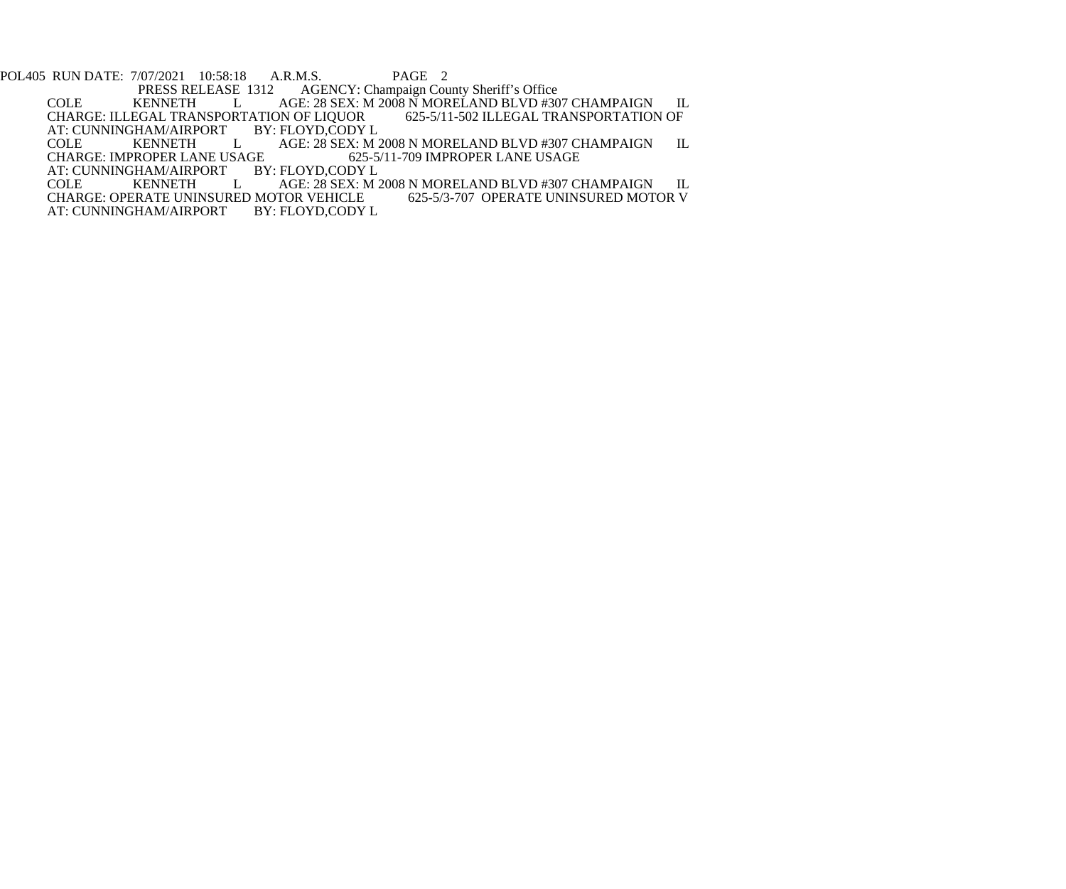POL405 RUN DATE: 7/07/2021 10:58:18 A.R.M.S. PAGE 2

PRESS RELEASE 1312 AGENCY: Champaign County Sheriff's Office

COLE KENNETH L AGE: 28 SEX: M 2008 N MORELAND BLVD #307 CHAMPAIGN IL
CHARGE: ILLEGAL TRANSPORTATION OF LIQUOR 625-5/11-502 ILLEGAL TRANSPORTATION OF
AT: CUNNINGHAM/AIRPORT BY: FLOYD,CODY L

COLE KENNETH L AGE: 28 SEX: M 2008 N MORELAND BLVD #307 CHAMPAIGN IL
CHARGE: IMPROPER LANE USAGE 625-5/11-709 IMPROPER LANE USAGE
AT: CUNNINGHAM/AIRPORT BY: FLOYD,CODY L

COLE KENNETH L AGE: 28 SEX: M 2008 N MORELAND BLVD #307 CHAMPAIGN IL
CHARGE: OPERATE UNINSURED MOTOR VEHICLE 625-5/3-707 OPERATE UNINSURED MOTOR V
AT: CUNNINGHAM/AIRPORT BY: FLOYD,CODY L